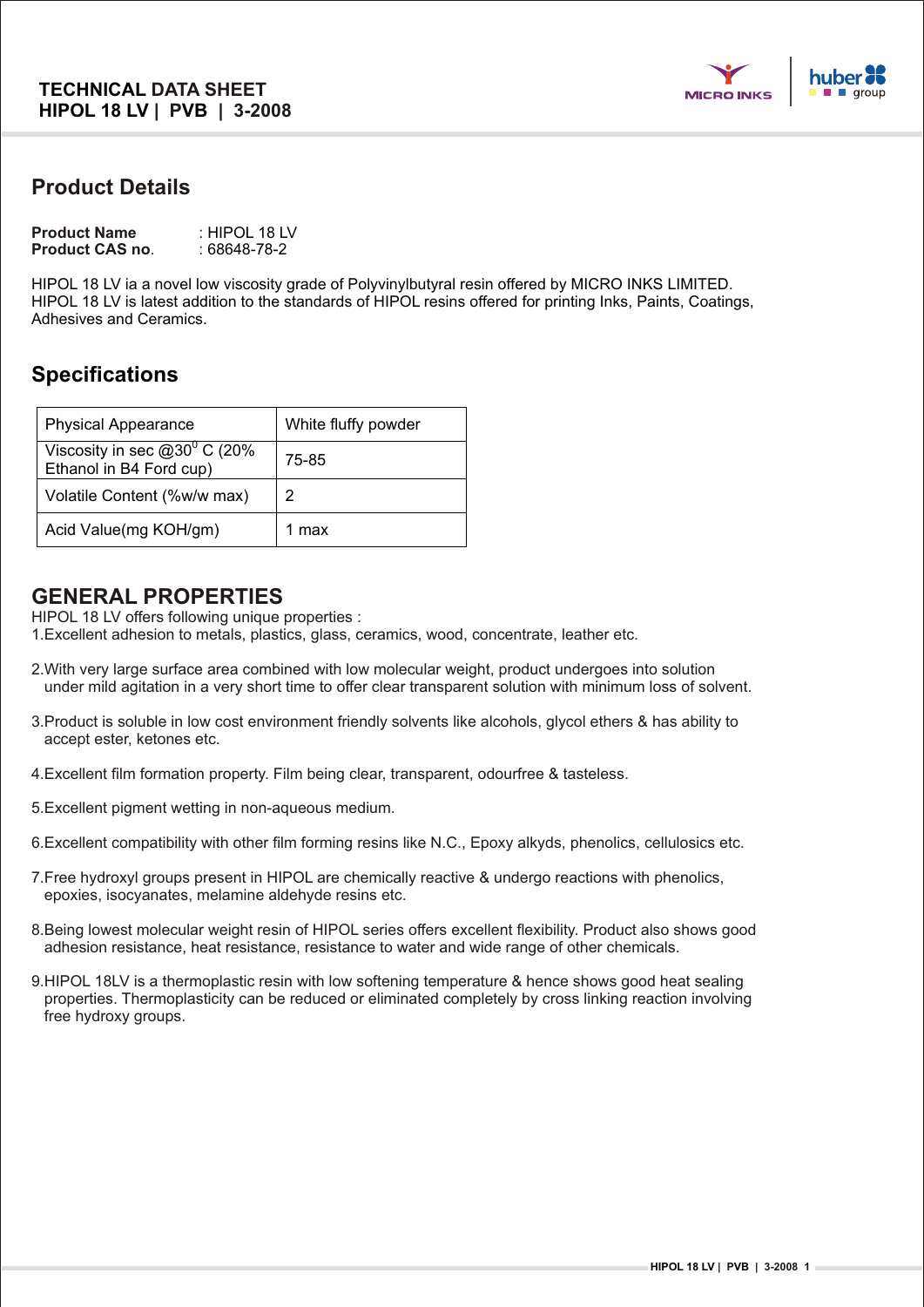**TECHNICAL DATA SHEET**
**HIPOL 18 LV | PVB | 3-2008**

## Product Details

**Product Name** : HIPOL 18 LV
**Product CAS no**. : 68648-78-2

HIPOL 18 LV ia a novel low viscosity grade of Polyvinylbutyral resin offered by MICRO INKS LIMITED. HIPOL 18 LV is latest addition to the standards of HIPOL resins offered for printing Inks, Paints, Coatings, Adhesives and Ceramics.

## Specifications

| Property | Value |
|---|---|
| Physical Appearance | White fluffy powder |
| Viscosity in sec @$30^0$ C (20% Ethanol in B4 Ford cup) | 75-85 |
| Volatile Content (%w/w max) | 2 |
| Acid Value(mg KOH/gm) | 1 max |

## GENERAL PROPERTIES

HIPOL 18 LV offers following unique properties :

1. Excellent adhesion to metals, plastics, glass, ceramics, wood, concentrate, leather etc.
2. With very large surface area combined with low molecular weight, product undergoes into solution under mild agitation in a very short time to offer clear transparent solution with minimum loss of solvent.
3. Product is soluble in low cost environment friendly solvents like alcohols, glycol ethers & has ability to accept ester, ketones etc.
4. Excellent film formation property. Film being clear, transparent, odourfree & tasteless.
5. Excellent pigment wetting in non-aqueous medium.
6. Excellent compatibility with other film forming resins like N.C., Epoxy alkyds, phenolics, cellulosics etc.
7. Free hydroxyl groups present in HIPOL are chemically reactive & undergo reactions with phenolics, epoxies, isocyanates, melamine aldehyde resins etc.
8. Being lowest molecular weight resin of HIPOL series offers excellent flexibility. Product also shows good adhesion resistance, heat resistance, resistance to water and wide range of other chemicals.
9. HIPOL 18LV is a thermoplastic resin with low softening temperature & hence shows good heat sealing properties. Thermoplasticity can be reduced or eliminated completely by cross linking reaction involving free hydroxy groups.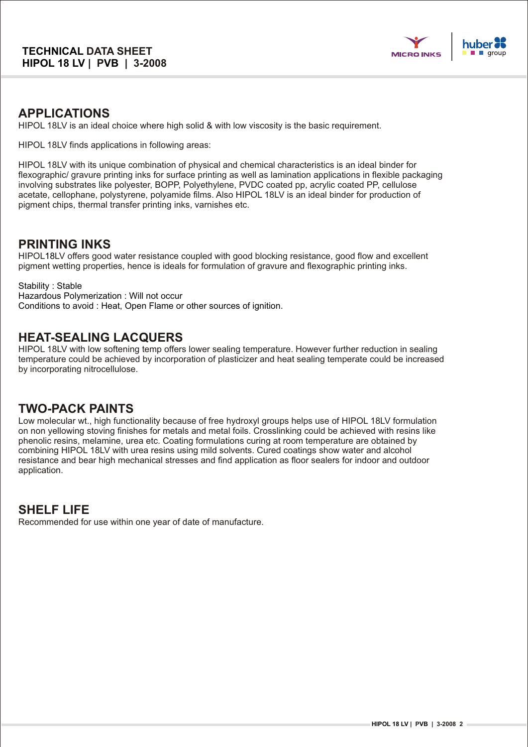## APPLICATIONS

HIPOL 18LV is an ideal choice where high solid & with low viscosity is the basic requirement.

HIPOL 18LV finds applications in following areas:

HIPOL 18LV with its unique combination of physical and chemical characteristics is an ideal binder for flexographic/ gravure printing inks for surface printing as well as lamination applications in flexible packaging involving substrates like polyester, BOPP, Polyethylene, PVDC coated pp, acrylic coated PP, cellulose acetate, cellophane, polystyrene, polyamide films. Also HIPOL 18LV is an ideal binder for production of pigment chips, thermal transfer printing inks, varnishes etc.

## PRINTING INKS

HIPOL18LV offers good water resistance coupled with good blocking resistance, good flow and excellent pigment wetting properties, hence is ideals for formulation of gravure and flexographic printing inks.

Stability : Stable
Hazardous Polymerization : Will not occur
Conditions to avoid : Heat, Open Flame or other sources of ignition.

## HEAT-SEALING LACQUERS

HIPOL 18LV with low softening temp offers lower sealing temperature. However further reduction in sealing temperature could be achieved by incorporation of plasticizer and heat sealing temperate could be increased by incorporating nitrocellulose.

## TWO-PACK PAINTS

Low molecular wt., high functionality because of free hydroxyl groups helps use of HIPOL 18LV formulation on non yellowing stoving finishes for metals and metal foils. Crosslinking could be achieved with resins like phenolic resins, melamine, urea etc. Coating formulations curing at room temperature are obtained by combining HIPOL 18LV with urea resins using mild solvents. Cured coatings show water and alcohol resistance and bear high mechanical stresses and find application as floor sealers for indoor and outdoor application.

## SHELF LIFE

Recommended for use within one year of date of manufacture.